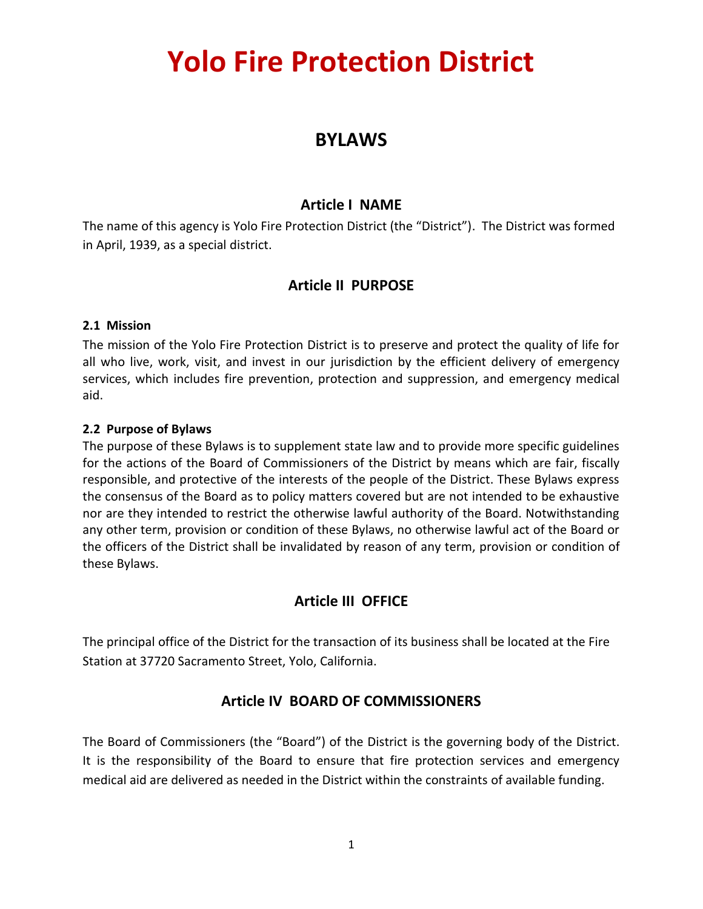# Yolo Fire Protection District

## BYLAWS

### Article I NAME

The name of this agency is Yolo Fire Protection District (the "District"). The District was formed in April, 1939, as a special district.

### Article II PURPOSE

**2.1 Mission**

The mission of the Yolo Fire Protection District is to preserve and protect the quality of life for all who live, work, visit, and invest in our jurisdiction by the efficient delivery of emergency services, which includes fire prevention, protection and suppression, and emergency medical aid.

**2.2 Purpose of Bylaws**

The purpose of these Bylaws is to supplement state law and to provide more specific guidelines for the actions of the Board of Commissioners of the District by means which are fair, fiscally responsible, and protective of the interests of the people of the District. These Bylaws express the consensus of the Board as to policy matters covered but are not intended to be exhaustive nor are they intended to restrict the otherwise lawful authority of the Board. Notwithstanding any other term, provision or condition of these Bylaws, no otherwise lawful act of the Board or the officers of the District shall be invalidated by reason of any term, provision or condition of these Bylaws.

### Article III OFFICE

The principal office of the District for the transaction of its business shall be located at the Fire Station at 37720 Sacramento Street, Yolo, California.

### Article IV BOARD OF COMMISSIONERS

The Board of Commissioners (the "Board") of the District is the governing body of the District. It is the responsibility of the Board to ensure that fire protection services and emergency medical aid are delivered as needed in the District within the constraints of available funding.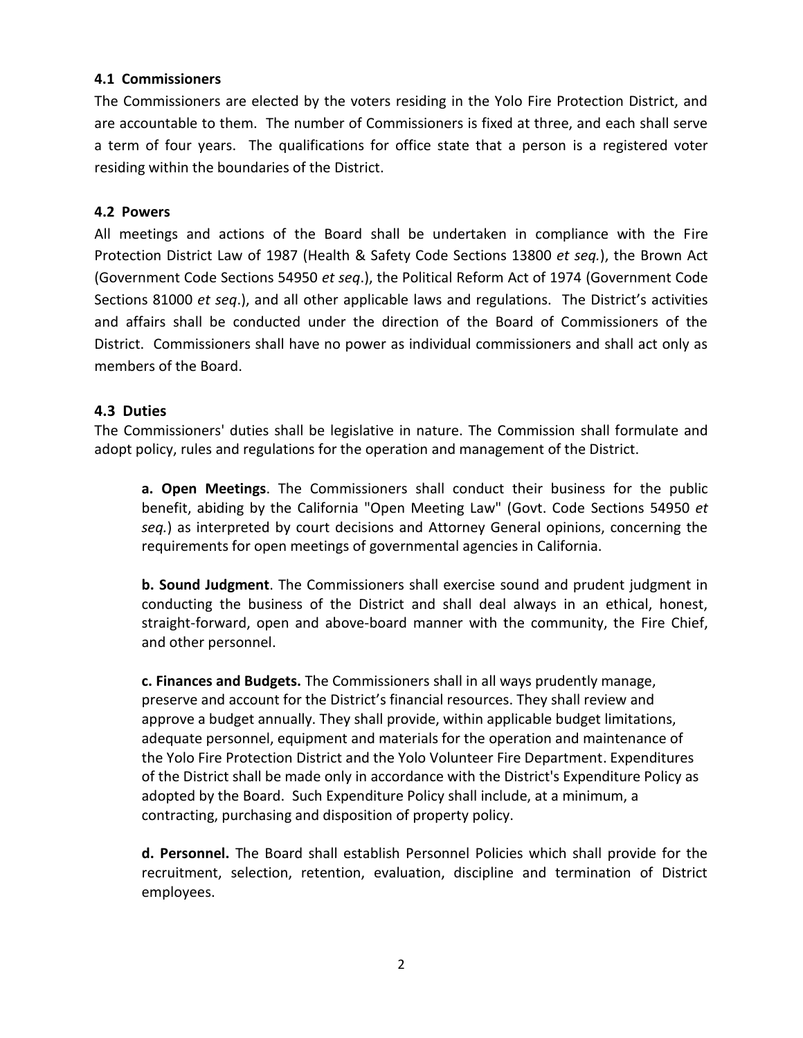### 4.1 Commissioners

The Commissioners are elected by the voters residing in the Yolo Fire Protection District, and are accountable to them. The number of Commissioners is fixed at three, and each shall serve a term of four years. The qualifications for office state that a person is a registered voter residing within the boundaries of the District.

### 4.2 Powers

All meetings and actions of the Board shall be undertaken in compliance with the Fire Protection District Law of 1987 (Health & Safety Code Sections 13800 *et seq.*), the Brown Act (Government Code Sections 54950 *et seq*.), the Political Reform Act of 1974 (Government Code Sections 81000 *et seq*.), and all other applicable laws and regulations. The District's activities and affairs shall be conducted under the direction of the Board of Commissioners of the District. Commissioners shall have no power as individual commissioners and shall act only as members of the Board.

### 4.3 Duties

The Commissioners' duties shall be legislative in nature. The Commission shall formulate and adopt policy, rules and regulations for the operation and management of the District.

**a. Open Meetings**. The Commissioners shall conduct their business for the public benefit, abiding by the California "Open Meeting Law" (Govt. Code Sections 54950 *et seq.*) as interpreted by court decisions and Attorney General opinions, concerning the requirements for open meetings of governmental agencies in California.

**b. Sound Judgment**. The Commissioners shall exercise sound and prudent judgment in conducting the business of the District and shall deal always in an ethical, honest, straight-forward, open and above-board manner with the community, the Fire Chief, and other personnel.

**c. Finances and Budgets.** The Commissioners shall in all ways prudently manage, preserve and account for the District's financial resources. They shall review and approve a budget annually. They shall provide, within applicable budget limitations, adequate personnel, equipment and materials for the operation and maintenance of the Yolo Fire Protection District and the Yolo Volunteer Fire Department. Expenditures of the District shall be made only in accordance with the District's Expenditure Policy as adopted by the Board. Such Expenditure Policy shall include, at a minimum, a contracting, purchasing and disposition of property policy.

**d. Personnel.** The Board shall establish Personnel Policies which shall provide for the recruitment, selection, retention, evaluation, discipline and termination of District employees.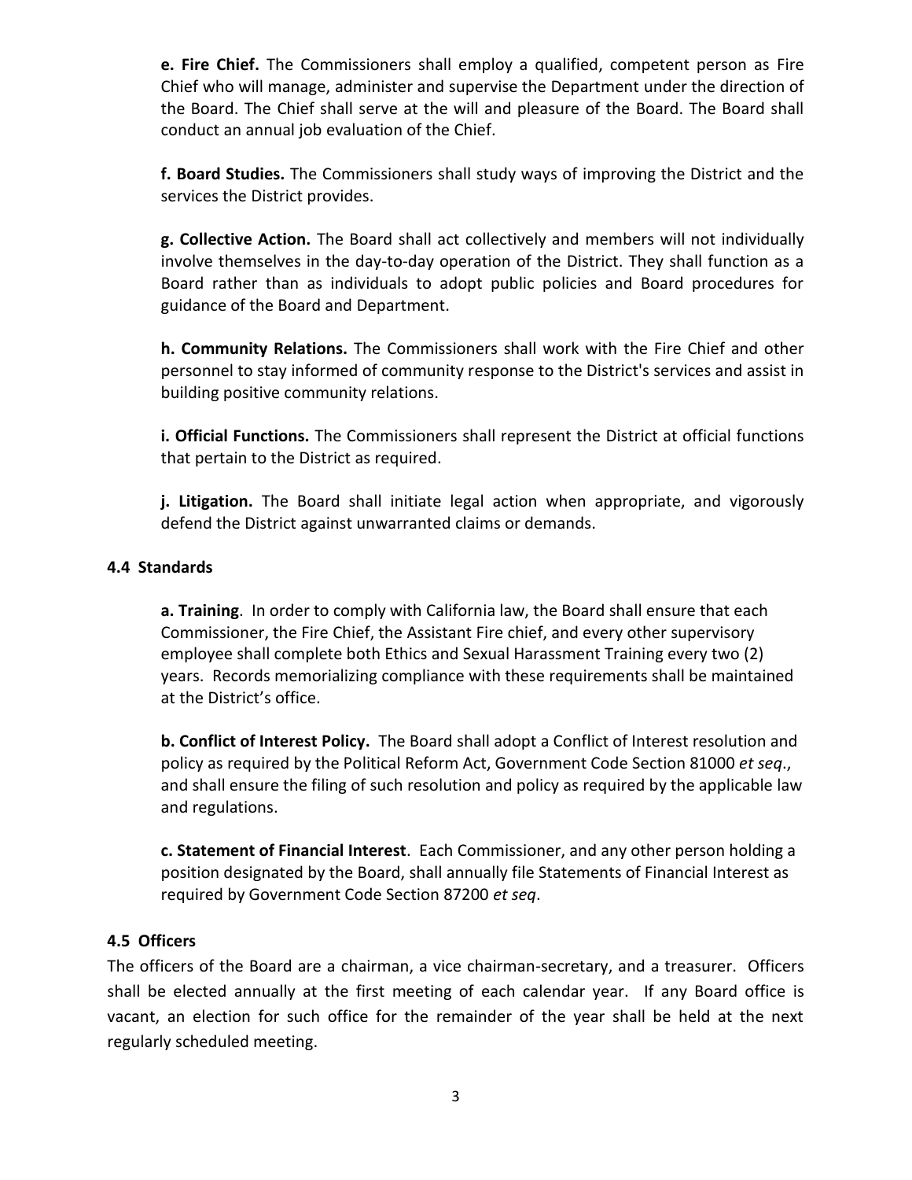**e. Fire Chief.** The Commissioners shall employ a qualified, competent person as Fire Chief who will manage, administer and supervise the Department under the direction of the Board. The Chief shall serve at the will and pleasure of the Board. The Board shall conduct an annual job evaluation of the Chief.

**f. Board Studies.** The Commissioners shall study ways of improving the District and the services the District provides.

**g. Collective Action.** The Board shall act collectively and members will not individually involve themselves in the day-to-day operation of the District. They shall function as a Board rather than as individuals to adopt public policies and Board procedures for guidance of the Board and Department.

**h. Community Relations.** The Commissioners shall work with the Fire Chief and other personnel to stay informed of community response to the District's services and assist in building positive community relations.

**i. Official Functions.** The Commissioners shall represent the District at official functions that pertain to the District as required.

**j. Litigation.** The Board shall initiate legal action when appropriate, and vigorously defend the District against unwarranted claims or demands.

### 4.4 Standards

**a. Training**. In order to comply with California law, the Board shall ensure that each Commissioner, the Fire Chief, the Assistant Fire chief, and every other supervisory employee shall complete both Ethics and Sexual Harassment Training every two (2) years. Records memorializing compliance with these requirements shall be maintained at the District's office.

**b. Conflict of Interest Policy.** The Board shall adopt a Conflict of Interest resolution and policy as required by the Political Reform Act, Government Code Section 81000 *et seq*., and shall ensure the filing of such resolution and policy as required by the applicable law and regulations.

**c. Statement of Financial Interest**. Each Commissioner, and any other person holding a position designated by the Board, shall annually file Statements of Financial Interest as required by Government Code Section 87200 *et seq*.

### 4.5 Officers

The officers of the Board are a chairman, a vice chairman-secretary, and a treasurer. Officers shall be elected annually at the first meeting of each calendar year. If any Board office is vacant, an election for such office for the remainder of the year shall be held at the next regularly scheduled meeting.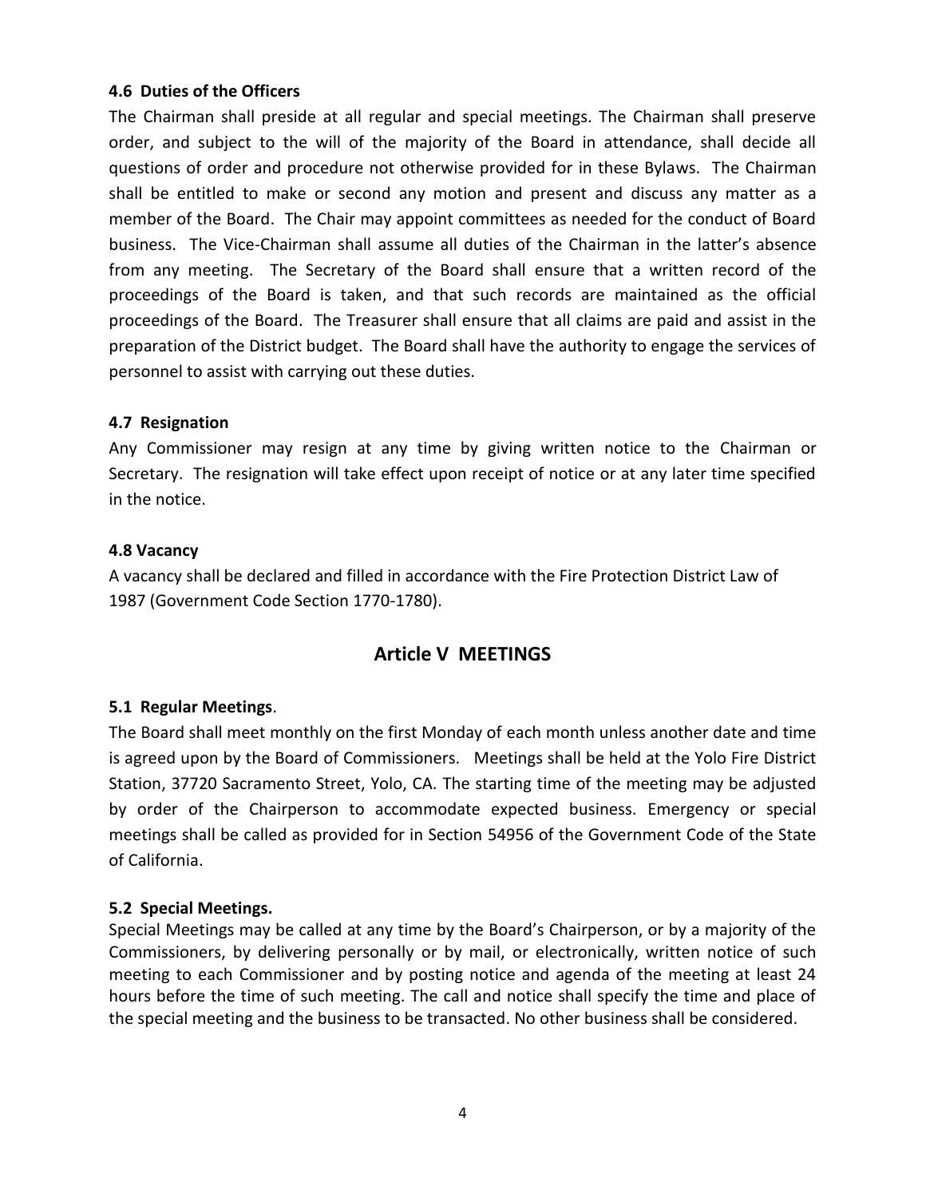#### 4.6 Duties of the Officers

The Chairman shall preside at all regular and special meetings. The Chairman shall preserve order, and subject to the will of the majority of the Board in attendance, shall decide all questions of order and procedure not otherwise provided for in these Bylaws. The Chairman shall be entitled to make or second any motion and present and discuss any matter as a member of the Board. The Chair may appoint committees as needed for the conduct of Board business. The Vice-Chairman shall assume all duties of the Chairman in the latter's absence from any meeting. The Secretary of the Board shall ensure that a written record of the proceedings of the Board is taken, and that such records are maintained as the official proceedings of the Board. The Treasurer shall ensure that all claims are paid and assist in the preparation of the District budget. The Board shall have the authority to engage the services of personnel to assist with carrying out these duties.

#### 4.7 Resignation

Any Commissioner may resign at any time by giving written notice to the Chairman or Secretary. The resignation will take effect upon receipt of notice or at any later time specified in the notice.

#### 4.8 Vacancy

A vacancy shall be declared and filled in accordance with the Fire Protection District Law of 1987 (Government Code Section 1770-1780).

## Article V MEETINGS

#### 5.1 Regular Meetings.

The Board shall meet monthly on the first Monday of each month unless another date and time is agreed upon by the Board of Commissioners. Meetings shall be held at the Yolo Fire District Station, 37720 Sacramento Street, Yolo, CA. The starting time of the meeting may be adjusted by order of the Chairperson to accommodate expected business. Emergency or special meetings shall be called as provided for in Section 54956 of the Government Code of the State of California.

#### 5.2 Special Meetings.

Special Meetings may be called at any time by the Board's Chairperson, or by a majority of the Commissioners, by delivering personally or by mail, or electronically, written notice of such meeting to each Commissioner and by posting notice and agenda of the meeting at least 24 hours before the time of such meeting. The call and notice shall specify the time and place of the special meeting and the business to be transacted. No other business shall be considered.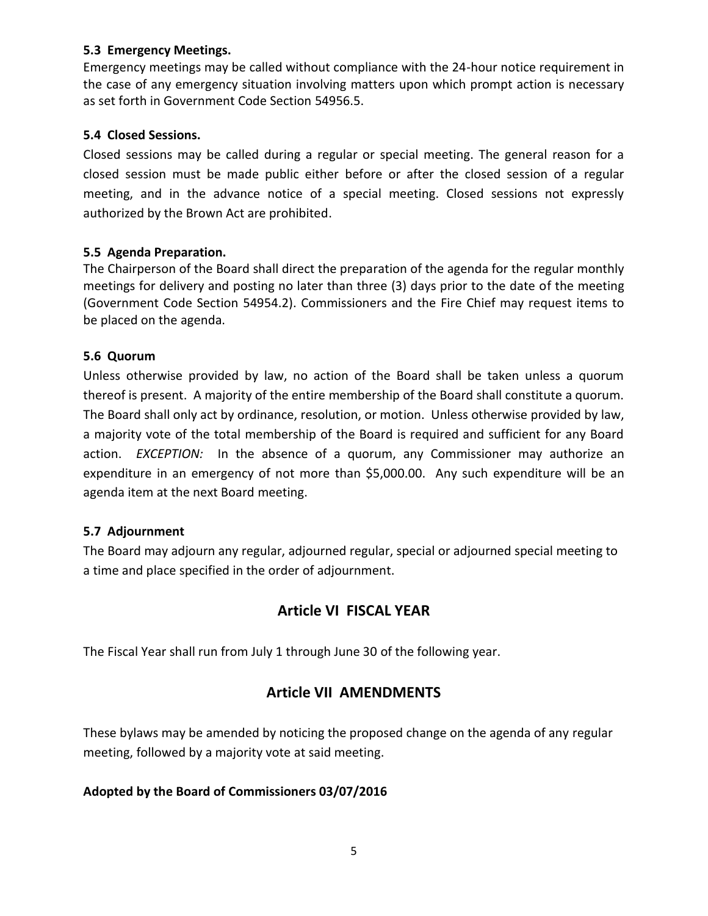### 5.3 Emergency Meetings.

Emergency meetings may be called without compliance with the 24-hour notice requirement in the case of any emergency situation involving matters upon which prompt action is necessary as set forth in Government Code Section 54956.5.

### 5.4 Closed Sessions.

Closed sessions may be called during a regular or special meeting. The general reason for a closed session must be made public either before or after the closed session of a regular meeting, and in the advance notice of a special meeting. Closed sessions not expressly authorized by the Brown Act are prohibited.

### 5.5 Agenda Preparation.

The Chairperson of the Board shall direct the preparation of the agenda for the regular monthly meetings for delivery and posting no later than three (3) days prior to the date of the meeting (Government Code Section 54954.2). Commissioners and the Fire Chief may request items to be placed on the agenda.

### 5.6 Quorum

Unless otherwise provided by law, no action of the Board shall be taken unless a quorum thereof is present. A majority of the entire membership of the Board shall constitute a quorum. The Board shall only act by ordinance, resolution, or motion. Unless otherwise provided by law, a majority vote of the total membership of the Board is required and sufficient for any Board action. *EXCEPTION:* In the absence of a quorum, any Commissioner may authorize an expenditure in an emergency of not more than $5,000.00. Any such expenditure will be an agenda item at the next Board meeting.

### 5.7 Adjournment

The Board may adjourn any regular, adjourned regular, special or adjourned special meeting to a time and place specified in the order of adjournment.

## Article VI FISCAL YEAR

The Fiscal Year shall run from July 1 through June 30 of the following year.

## Article VII AMENDMENTS

These bylaws may be amended by noticing the proposed change on the agenda of any regular meeting, followed by a majority vote at said meeting.

**Adopted by the Board of Commissioners 03/07/2016**